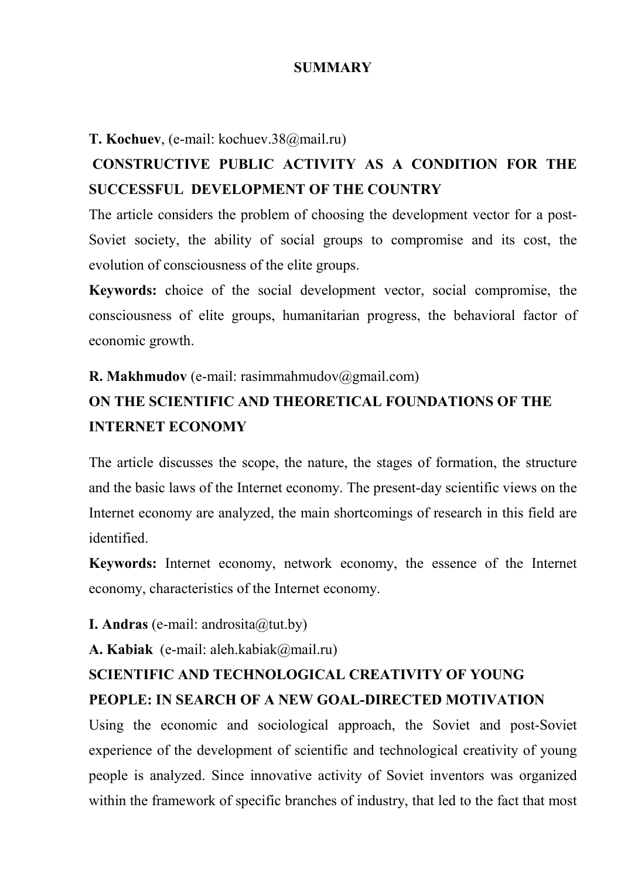# SUMMARY

**T. Kochuev**, (e-mail: kochuev.38@mail.ru)

## CONSTRUCTIVE PUBLIC ACTIVITY AS A CONDITION FOR THE SUCCESSFUL DEVELOPMENT OF THE COUNTRY

The article considers the problem of choosing the development vector for a post-Soviet society, the ability of social groups to compromise and its cost, the evolution of consciousness of the elite groups.

**Keywords:** choice of the social development vector, social compromise, the consciousness of elite groups, humanitarian progress, the behavioral factor of economic growth.

**R. Makhmudov** (e-mail: rasimmahmudov@gmail.com)

## ON THE SCIENTIFIC AND THEORETICAL FOUNDATIONS OF THE INTERNET ECONOMY

The article discusses the scope, the nature, the stages of formation, the structure and the basic laws of the Internet economy. The present-day scientific views on the Internet economy are analyzed, the main shortcomings of research in this field are identified.

**Keywords:** Internet economy, network economy, the essence of the Internet economy, characteristics of the Internet economy.

**I. Andras** (e-mail: androsita@tut.by)

**A. Kabiak** (e-mail: aleh.kabiak@mail.ru)

## SCIENTIFIC AND TECHNOLOGICAL CREATIVITY OF YOUNG PEOPLE: IN SEARCH OF A NEW GOAL-DIRECTED MOTIVATION

Using the economic and sociological approach, the Soviet and post-Soviet experience of the development of scientific and technological creativity of young people is analyzed. Since innovative activity of Soviet inventors was organized within the framework of specific branches of industry, that led to the fact that most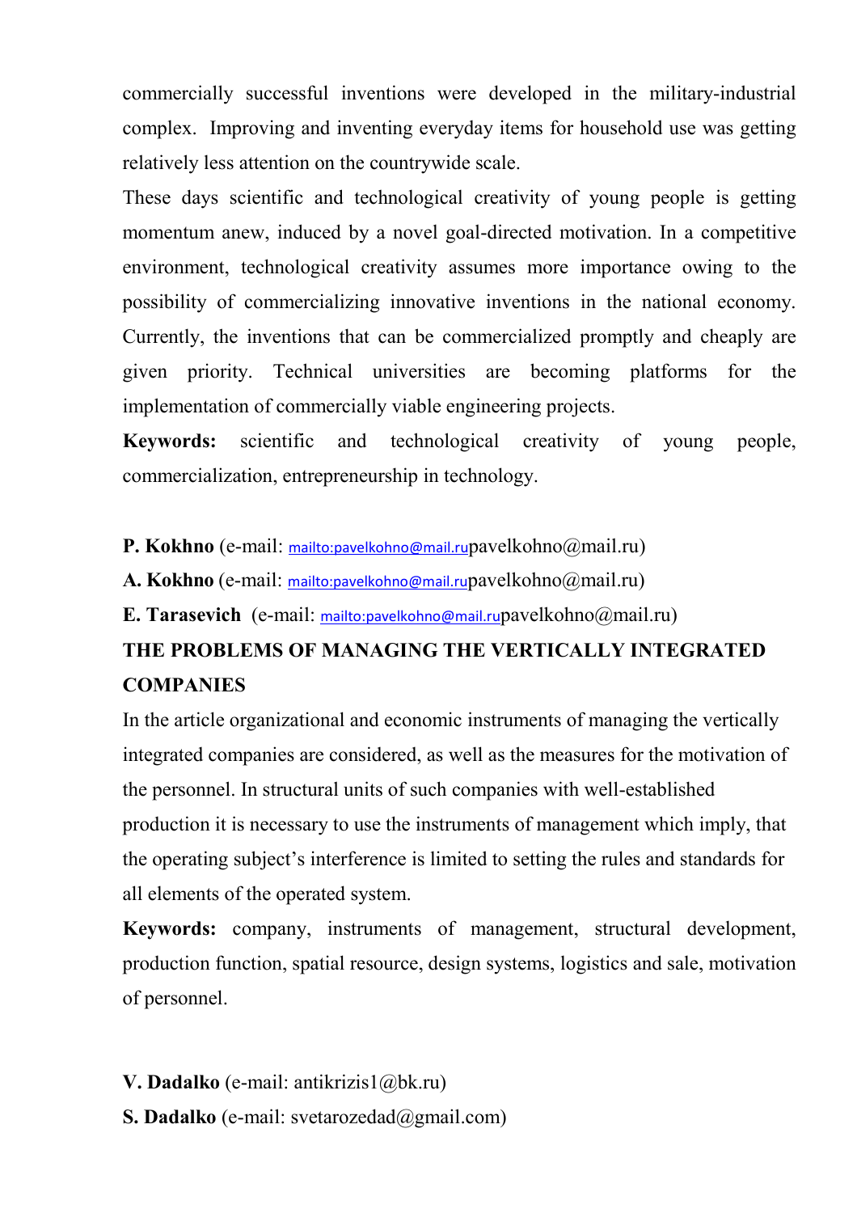commercially successful inventions were developed in the military-industrial complex. Improving and inventing everyday items for household use was getting relatively less attention on the countrywide scale.

These days scientific and technological creativity of young people is getting momentum anew, induced by a novel goal-directed motivation. In a competitive environment, technological creativity assumes more importance owing to the possibility of commercializing innovative inventions in the national economy. Currently, the inventions that can be commercialized promptly and cheaply are given priority. Technical universities are becoming platforms for the implementation of commercially viable engineering projects.

**Keywords:** scientific and technological creativity of young people, commercialization, entrepreneurship in technology.

**P. Kokhno** (e-mail: mailto:pavelkohno@mail.rupavelkohno@mail.ru)

**A. Kokhno** (e-mail: mailto:pavelkohno@mail.rupavelkohno@mail.ru)

**E. Tarasevich** (e-mail: mailto:pavelkohno@mail.rupavelkohno@mail.ru)

**THE PROBLEMS OF MANAGING THE VERTICALLY INTEGRATED COMPANIES**

In the article organizational and economic instruments of managing the vertically integrated companies are considered, as well as the measures for the motivation of the personnel. In structural units of such companies with well-established production it is necessary to use the instruments of management which imply, that the operating subject's interference is limited to setting the rules and standards for all elements of the operated system.

**Keywords:** company, instruments of management, structural development, production function, spatial resource, design systems, logistics and sale, motivation of personnel.

**V. Dadalko** (e-mail: antikrizis1@bk.ru)

**S. Dadalko** (e-mail: svetarozedad@gmail.com)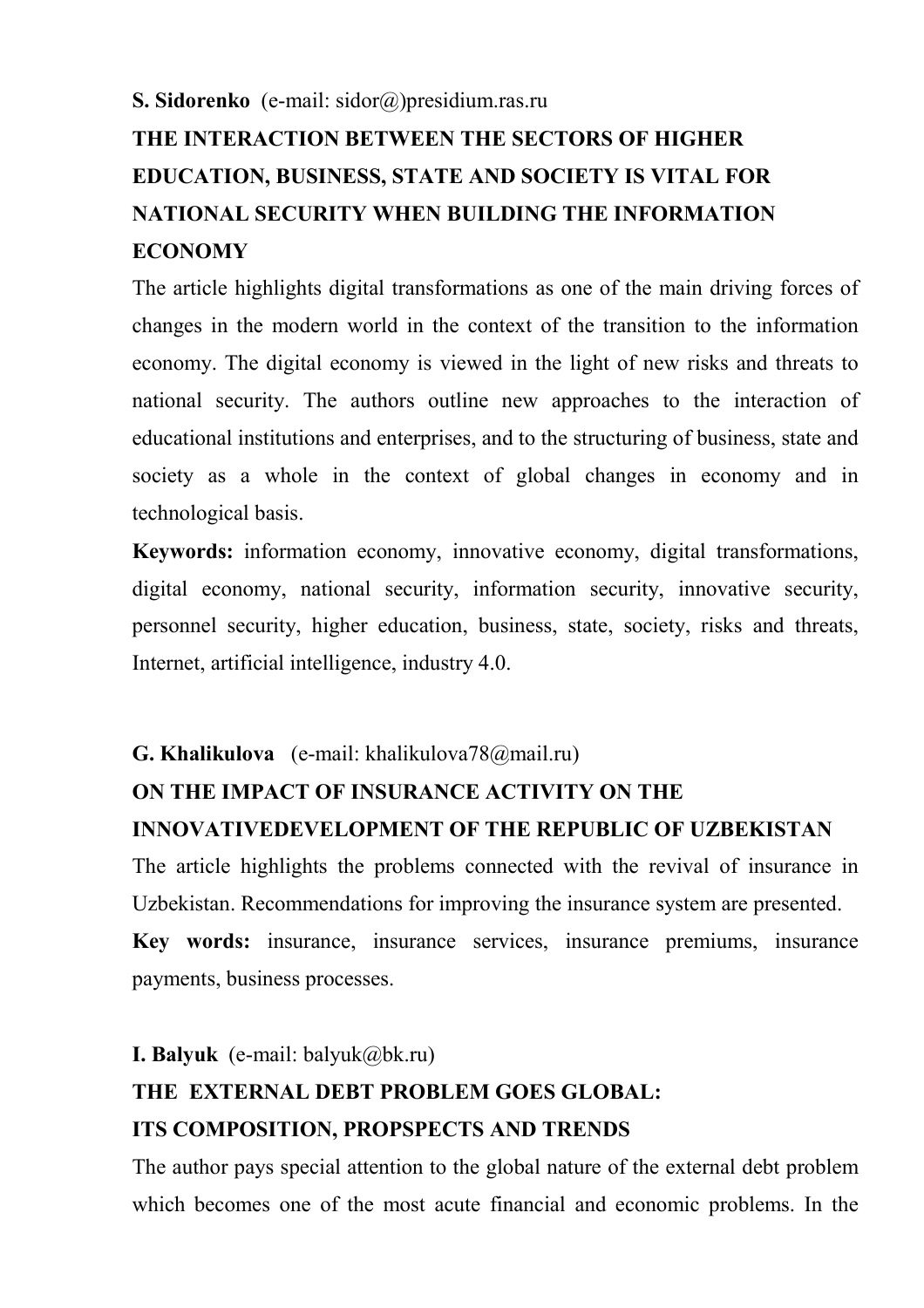**S. Sidorenko** (e-mail: sidor@)presidium.ras.ru

## THE INTERACTION BETWEEN THE SECTORS OF HIGHER EDUCATION, BUSINESS, STATE AND SOCIETY IS VITAL FOR NATIONAL SECURITY WHEN BUILDING THE INFORMATION ECONOMY

The article highlights digital transformations as one of the main driving forces of changes in the modern world in the context of the transition to the information economy. The digital economy is viewed in the light of new risks and threats to national security. The authors outline new approaches to the interaction of educational institutions and enterprises, and to the structuring of business, state and society as a whole in the context of global changes in economy and in technological basis.

**Keywords:** information economy, innovative economy, digital transformations, digital economy, national security, information security, innovative security, personnel security, higher education, business, state, society, risks and threats, Internet, artificial intelligence, industry 4.0.

**G. Khalikulova** (e-mail: khalikulova78@mail.ru)

## ON THE IMPACT OF INSURANCE ACTIVITY ON THE INNOVATIVEDEVELOPMENT OF THE REPUBLIC OF UZBEKISTAN

The article highlights the problems connected with the revival of insurance in Uzbekistan. Recommendations for improving the insurance system are presented.

**Key words:** insurance, insurance services, insurance premiums, insurance payments, business processes.

**I. Balyuk** (e-mail: balyuk@bk.ru)

## THE EXTERNAL DEBT PROBLEM GOES GLOBAL: ITS COMPOSITION, PROPSPECTS AND TRENDS

The author pays special attention to the global nature of the external debt problem which becomes one of the most acute financial and economic problems. In the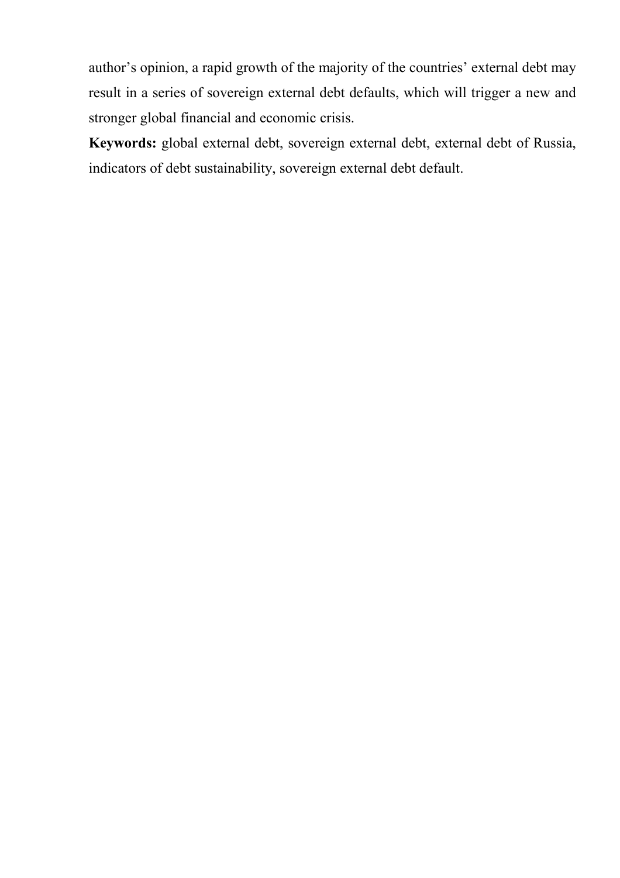author's opinion, a rapid growth of the majority of the countries' external debt may result in a series of sovereign external debt defaults, which will trigger a new and stronger global financial and economic crisis.

**Keywords:** global external debt, sovereign external debt, external debt of Russia, indicators of debt sustainability, sovereign external debt default.